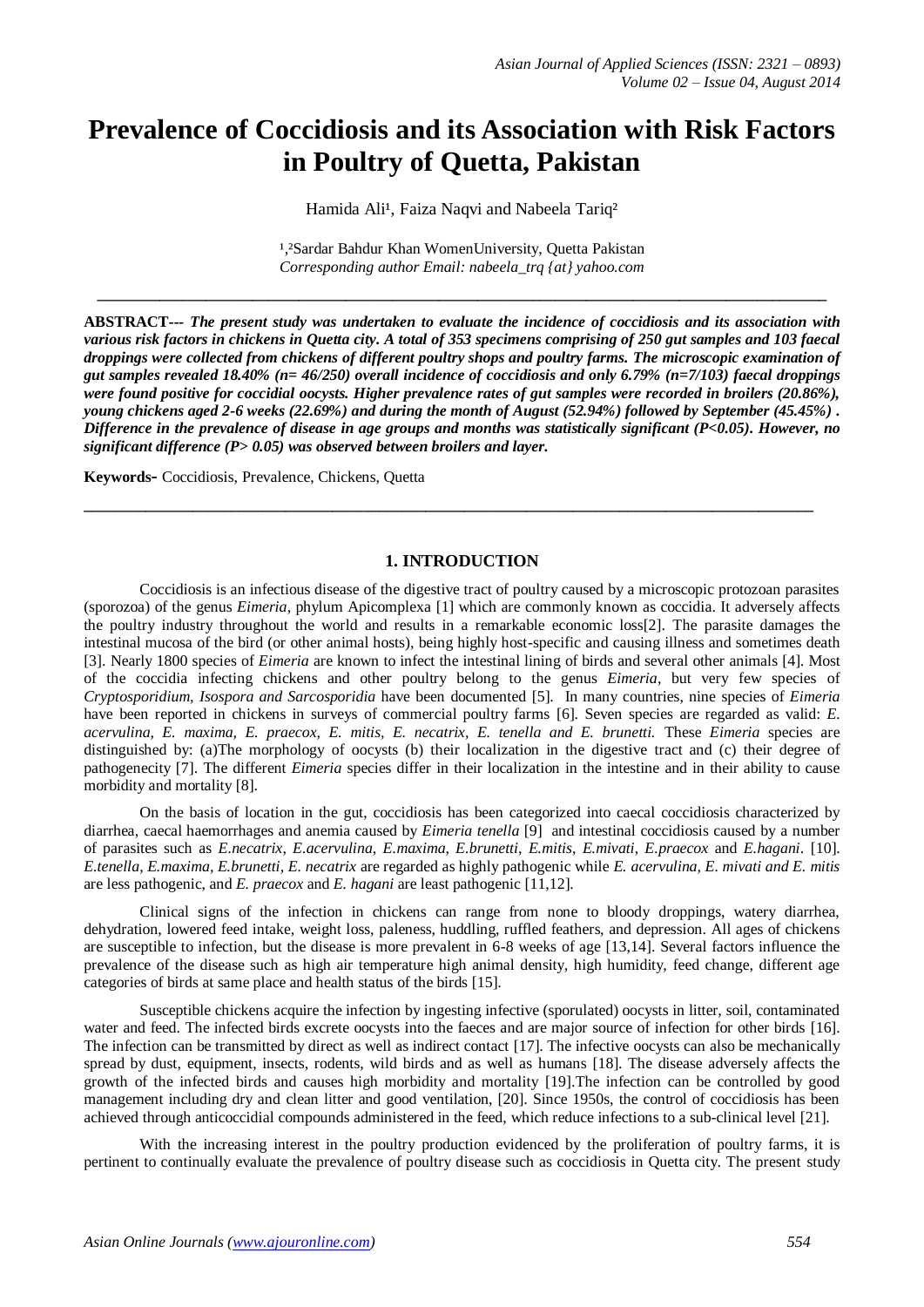# Prevalence of Coccidiosis and its Association with Risk Factors in Poultry of Quetta, Pakistan

Hamida Ali[1], Faiza Naqvi and Nabeela Tariq[2]

[1,2]Sardar Bahdur Khan WomenUniversity, Quetta Pakistan
*Corresponding author Email: nabeela_trq {at} yahoo.com*

---

**ABSTRACT---** ***The present study was undertaken to evaluate the incidence of coccidiosis and its association with various risk factors in chickens in Quetta city. A total of 353 specimens comprising of 250 gut samples and 103 faecal droppings were collected from chickens of different poultry shops and poultry farms. The microscopic examination of gut samples revealed 18.40% (n= 46/250) overall incidence of coccidiosis and only 6.79% (n=7/103) faecal droppings were found positive for coccidial oocysts. Higher prevalence rates of gut samples were recorded in broilers (20.86%), young chickens aged 2-6 weeks (22.69%) and during the month of August (52.94%) followed by September (45.45%) . Difference in the prevalence of disease in age groups and months was statistically significant (P<0.05). However, no significant difference (P> 0.05) was observed between broilers and layer.***

**Keywords-** Coccidiosis, Prevalence, Chickens, Quetta

---

## 1. INTRODUCTION

Coccidiosis is an infectious disease of the digestive tract of poultry caused by a microscopic protozoan parasites (sporozoa) of the genus *Eimeria*, phylum Apicomplexa [1] which are commonly known as coccidia. It adversely affects the poultry industry throughout the world and results in a remarkable economic loss[2]. The parasite damages the intestinal mucosa of the bird (or other animal hosts), being highly host-specific and causing illness and sometimes death [3]. Nearly 1800 species of *Eimeria* are known to infect the intestinal lining of birds and several other animals [4]. Most of the coccidia infecting chickens and other poultry belong to the genus *Eimeria*, but very few species of *Cryptosporidium, Isospora and Sarcosporidia* have been documented [5]. In many countries, nine species of *Eimeria* have been reported in chickens in surveys of commercial poultry farms [6]. Seven species are regarded as valid: *E. acervulina, E. maxima, E. praecox, E. mitis, E. necatrix, E. tenella and E. brunetti.* These *Eimeria* species are distinguished by: (a)The morphology of oocysts (b) their localization in the digestive tract and (c) their degree of pathogenecity [7]. The different *Eimeria* species differ in their localization in the intestine and in their ability to cause morbidity and mortality [8].

On the basis of location in the gut, coccidiosis has been categorized into caecal coccidiosis characterized by diarrhea, caecal haemorrhages and anemia caused by *Eimeria tenella* [9] and intestinal coccidiosis caused by a number of parasites such as *E.necatrix, E.acervulina, E.maxima, E.brunetti, E.mitis, E.mivati, E.praecox* and *E.hagani*. [10]. *E.tenella, E.maxima, E.brunetti, E. necatrix* are regarded as highly pathogenic while *E. acervulina, E. mivati and E. mitis* are less pathogenic, and *E. praecox* and *E. hagani* are least pathogenic [11,12].

Clinical signs of the infection in chickens can range from none to bloody droppings, watery diarrhea, dehydration, lowered feed intake, weight loss, paleness, huddling, ruffled feathers, and depression. All ages of chickens are susceptible to infection, but the disease is more prevalent in 6-8 weeks of age [13,14]. Several factors influence the prevalence of the disease such as high air temperature high animal density, high humidity, feed change, different age categories of birds at same place and health status of the birds [15].

Susceptible chickens acquire the infection by ingesting infective (sporulated) oocysts in litter, soil, contaminated water and feed. The infected birds excrete oocysts into the faeces and are major source of infection for other birds [16]. The infection can be transmitted by direct as well as indirect contact [17]. The infective oocysts can also be mechanically spread by dust, equipment, insects, rodents, wild birds and as well as humans [18]. The disease adversely affects the growth of the infected birds and causes high morbidity and mortality [19].The infection can be controlled by good management including dry and clean litter and good ventilation, [20]. Since 1950s, the control of coccidiosis has been achieved through anticoccidial compounds administered in the feed, which reduce infections to a sub-clinical level [21].

With the increasing interest in the poultry production evidenced by the proliferation of poultry farms, it is pertinent to continually evaluate the prevalence of poultry disease such as coccidiosis in Quetta city. The present study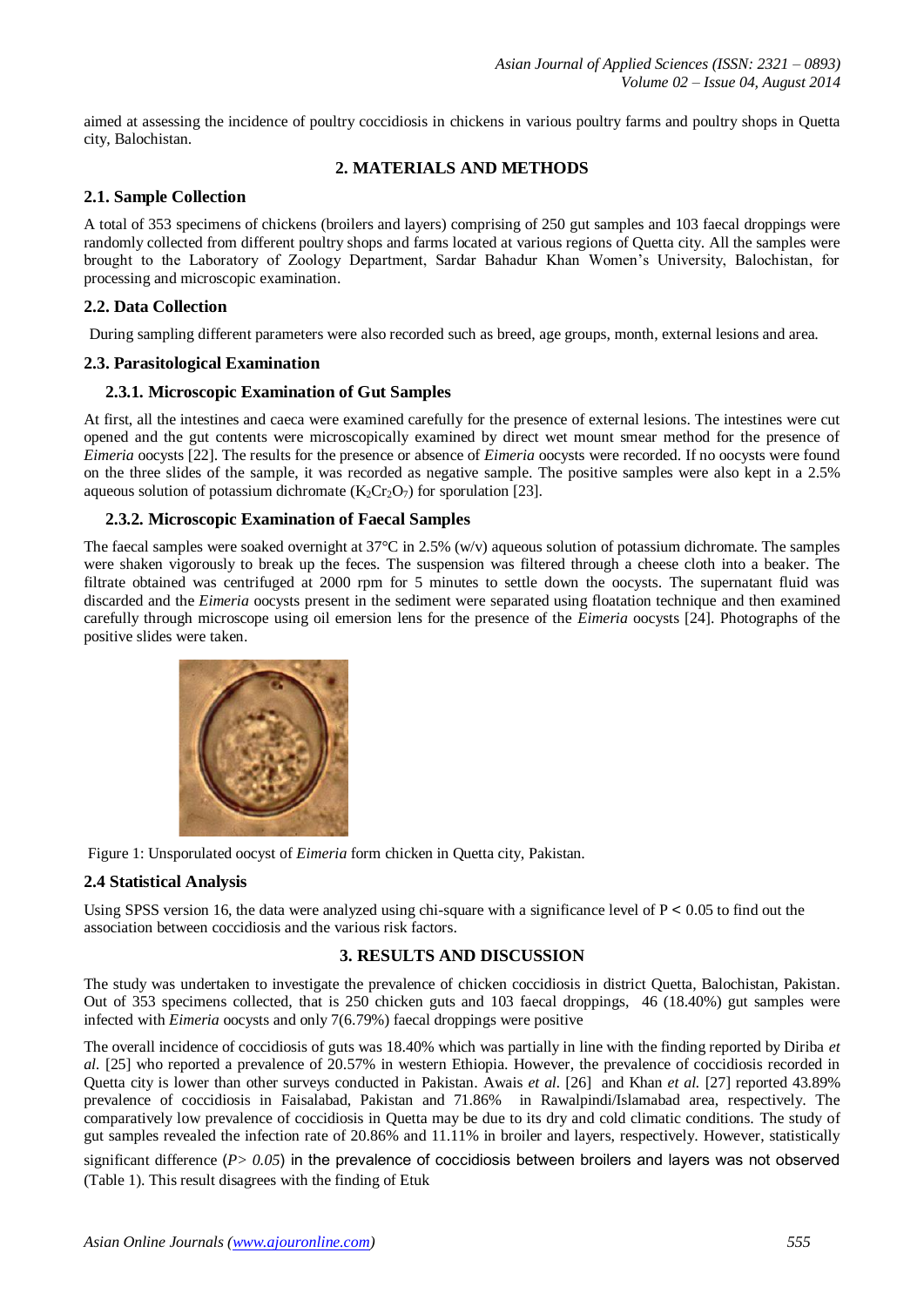aimed at assessing the incidence of poultry coccidiosis in chickens in various poultry farms and poultry shops in Quetta city, Balochistan.

## 2. MATERIALS AND METHODS

### 2.1. Sample Collection

A total of 353 specimens of chickens (broilers and layers) comprising of 250 gut samples and 103 faecal droppings were randomly collected from different poultry shops and farms located at various regions of Quetta city. All the samples were brought to the Laboratory of Zoology Department, Sardar Bahadur Khan Women's University, Balochistan, for processing and microscopic examination.

### 2.2. Data Collection

During sampling different parameters were also recorded such as breed, age groups, month, external lesions and area.

### 2.3. Parasitological Examination

#### 2.3.1. Microscopic Examination of Gut Samples

At first, all the intestines and caeca were examined carefully for the presence of external lesions. The intestines were cut opened and the gut contents were microscopically examined by direct wet mount smear method for the presence of *Eimeria* oocysts [22]. The results for the presence or absence of *Eimeria* oocysts were recorded. If no oocysts were found on the three slides of the sample, it was recorded as negative sample. The positive samples were also kept in a 2.5% aqueous solution of potassium dichromate ($K_2Cr_2O_7$) for sporulation [23].

#### 2.3.2. Microscopic Examination of Faecal Samples

The faecal samples were soaked overnight at 37°C in 2.5% (w/v) aqueous solution of potassium dichromate. The samples were shaken vigorously to break up the feces. The suspension was filtered through a cheese cloth into a beaker. The filtrate obtained was centrifuged at 2000 rpm for 5 minutes to settle down the oocysts. The supernatant fluid was discarded and the *Eimeria* oocysts present in the sediment were separated using floatation technique and then examined carefully through microscope using oil emersion lens for the presence of the *Eimeria* oocysts [24]. Photographs of the positive slides were taken.

Figure 1: Unsporulated oocyst of *Eimeria* form chicken in Quetta city, Pakistan.

### 2.4 Statistical Analysis

Using SPSS version 16, the data were analyzed using chi-square with a significance level of $P < 0.05$ to find out the association between coccidiosis and the various risk factors.

## 3. RESULTS AND DISCUSSION

The study was undertaken to investigate the prevalence of chicken coccidiosis in district Quetta, Balochistan, Pakistan. Out of 353 specimens collected, that is 250 chicken guts and 103 faecal droppings, 46 (18.40%) gut samples were infected with *Eimeria* oocysts and only 7(6.79%) faecal droppings were positive

The overall incidence of coccidiosis of guts was 18.40% which was partially in line with the finding reported by Diriba *et al.* [25] who reported a prevalence of 20.57% in western Ethiopia. However, the prevalence of coccidiosis recorded in Quetta city is lower than other surveys conducted in Pakistan. Awais *et al.* [26] and Khan *et al.* [27] reported 43.89% prevalence of coccidiosis in Faisalabad, Pakistan and 71.86% in Rawalpindi/Islamabad area, respectively. The comparatively low prevalence of coccidiosis in Quetta may be due to its dry and cold climatic conditions. The study of gut samples revealed the infection rate of 20.86% and 11.11% in broiler and layers, respectively. However, statistically significant difference (*$P > 0.05$*) in the prevalence of coccidiosis between broilers and layers was not observed (Table 1). This result disagrees with the finding of Etuk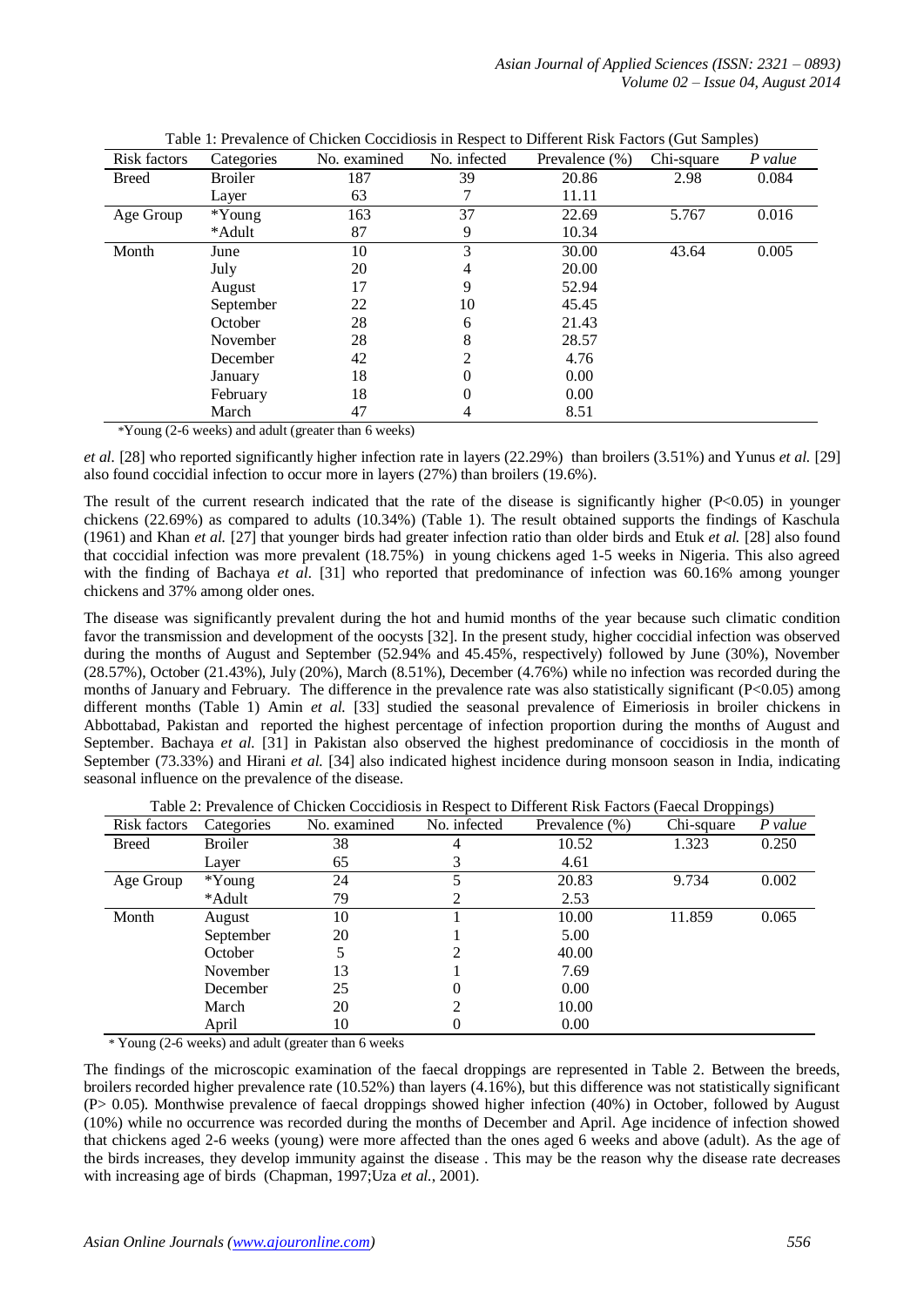Table 1: Prevalence of Chicken Coccidiosis in Respect to Different Risk Factors (Gut Samples)

| Risk factors | Categories | No. examined | No. infected | Prevalence (%) | Chi-square | *P value* |
|---|---|---|---|---|---|---|
| Breed | Broiler | 187 | 39 | 20.86 | 2.98 | 0.084 |
| | Layer | 63 | 7 | 11.11 | | |
| Age Group | *Young | 163 | 37 | 22.69 | 5.767 | 0.016 |
| | *Adult | 87 | 9 | 10.34 | | |
| Month | June | 10 | 3 | 30.00 | 43.64 | 0.005 |
| | July | 20 | 4 | 20.00 | | |
| | August | 17 | 9 | 52.94 | | |
| | September | 22 | 10 | 45.45 | | |
| | October | 28 | 6 | 21.43 | | |
| | November | 28 | 8 | 28.57 | | |
| | December | 42 | 2 | 4.76 | | |
| | January | 18 | 0 | 0.00 | | |
| | February | 18 | 0 | 0.00 | | |
| | March | 47 | 4 | 8.51 | | |

*Young (2-6 weeks) and adult (greater than 6 weeks)

*et al.* [28] who reported significantly higher infection rate in layers (22.29%) than broilers (3.51%) and Yunus *et al.* [29] also found coccidial infection to occur more in layers (27%) than broilers (19.6%).

The result of the current research indicated that the rate of the disease is significantly higher ($P<0.05$) in younger chickens (22.69%) as compared to adults (10.34%) (Table 1). The result obtained supports the findings of Kaschula (1961) and Khan *et al.* [27] that younger birds had greater infection ratio than older birds and Etuk *et al.* [28] also found that coccidial infection was more prevalent (18.75%) in young chickens aged 1-5 weeks in Nigeria. This also agreed with the finding of Bachaya *et al.* [31] who reported that predominance of infection was 60.16% among younger chickens and 37% among older ones.

The disease was significantly prevalent during the hot and humid months of the year because such climatic condition favor the transmission and development of the oocysts [32]. In the present study, higher coccidial infection was observed during the months of August and September (52.94% and 45.45%, respectively) followed by June (30%), November (28.57%), October (21.43%), July (20%), March (8.51%), December (4.76%) while no infection was recorded during the months of January and February. The difference in the prevalence rate was also statistically significant ($P<0.05$) among different months (Table 1) Amin *et al.* [33] studied the seasonal prevalence of Eimeriosis in broiler chickens in Abbottabad, Pakistan and reported the highest percentage of infection proportion during the months of August and September. Bachaya *et al.* [31] in Pakistan also observed the highest predominance of coccidiosis in the month of September (73.33%) and Hirani *et al.* [34] also indicated highest incidence during monsoon season in India, indicating seasonal influence on the prevalence of the disease.

Table 2: Prevalence of Chicken Coccidiosis in Respect to Different Risk Factors (Faecal Droppings)

| Risk factors | Categories | No. examined | No. infected | Prevalence (%) | Chi-square | *P value* |
|---|---|---|---|---|---|---|
| Breed | Broiler | 38 | 4 | 10.52 | 1.323 | 0.250 |
| | Layer | 65 | 3 | 4.61 | | |
| Age Group | *Young | 24 | 5 | 20.83 | 9.734 | 0.002 |
| | *Adult | 79 | 2 | 2.53 | | |
| Month | August | 10 | 1 | 10.00 | 11.859 | 0.065 |
| | September | 20 | 1 | 5.00 | | |
| | October | 5 | 2 | 40.00 | | |
| | November | 13 | 1 | 7.69 | | |
| | December | 25 | 0 | 0.00 | | |
| | March | 20 | 2 | 10.00 | | |
| | April | 10 | 0 | 0.00 | | |

* Young (2-6 weeks) and adult (greater than 6 weeks

The findings of the microscopic examination of the faecal droppings are represented in Table 2. Between the breeds, broilers recorded higher prevalence rate (10.52%) than layers (4.16%), but this difference was not statistically significant ($P> 0.05$). Monthwise prevalence of faecal droppings showed higher infection (40%) in October, followed by August (10%) while no occurrence was recorded during the months of December and April. Age incidence of infection showed that chickens aged 2-6 weeks (young) were more affected than the ones aged 6 weeks and above (adult). As the age of the birds increases, they develop immunity against the disease . This may be the reason why the disease rate decreases with increasing age of birds (Chapman, 1997;Uza *et al.*, 2001).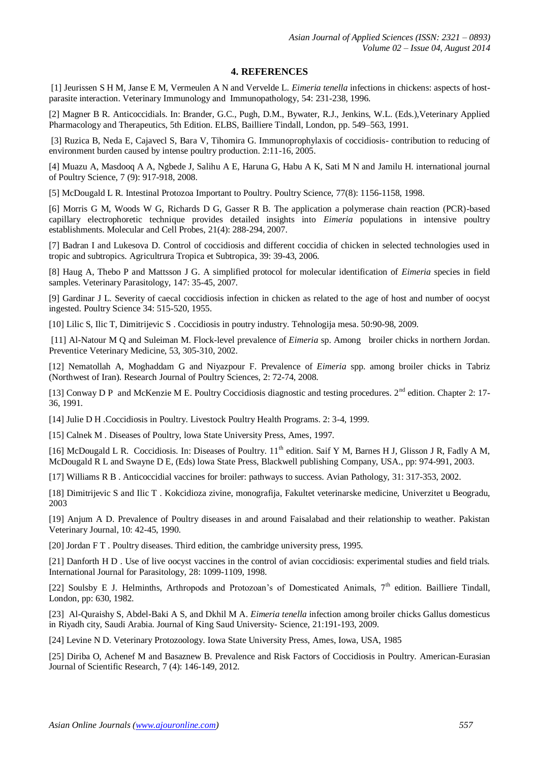## 4. REFERENCES

[1] Jeurissen S H M, Janse E M, Vermeulen A N and Vervelde L. *Eimeria tenella* infections in chickens: aspects of host-parasite interaction. Veterinary Immunology and Immunopathology, 54: 231-238, 1996.

[2] Magner B R. Anticoccidials. In: Brander, G.C., Pugh, D.M., Bywater, R.J., Jenkins, W.L. (Eds.),Veterinary Applied Pharmacology and Therapeutics, 5th Edition. ELBS, Bailliere Tindall, London, pp. 549–563, 1991.

[3] Ruzica B, Neda E, Cajavecl S, Bara V, Tihomira G. Immunoprophylaxis of coccidiosis- contribution to reducing of environment burden caused by intense poultry production. 2:11-16, 2005.

[4] Muazu A, Masdooq A A, Ngbede J, Salihu A E, Haruna G, Habu A K, Sati M N and Jamilu H. international journal of Poultry Science, 7 (9): 917-918, 2008.

[5] McDougald L R. Intestinal Protozoa Important to Poultry. Poultry Science, 77(8): 1156-1158, 1998.

[6] Morris G M, Woods W G, Richards D G, Gasser R B. The application a polymerase chain reaction (PCR)-based capillary electrophoretic technique provides detailed insights into *Eimeria* populations in intensive poultry establishments. Molecular and Cell Probes, 21(4): 288-294, 2007.

[7] Badran I and Lukesova D. Control of coccidiosis and different coccidia of chicken in selected technologies used in tropic and subtropics. Agricultrura Tropica et Subtropica, 39: 39-43, 2006.

[8] Haug A, Thebo P and Mattsson J G. A simplified protocol for molecular identification of *Eimeria* species in field samples. Veterinary Parasitology, 147: 35-45, 2007.

[9] Gardinar J L. Severity of caecal coccidiosis infection in chicken as related to the age of host and number of oocyst ingested. Poultry Science 34: 515-520, 1955.

[10] Lilic S, Ilic T, Dimitrijevic S . Coccidiosis in poutry industry. Tehnologija mesa. 50:90-98, 2009.

[11] Al-Natour M Q and Suleiman M. Flock-level prevalence of *Eimeria* sp. Among broiler chicks in northern Jordan. Preventice Veterinary Medicine, 53, 305-310, 2002.

[12] Nematollah A, Moghaddam G and Niyazpour F. Prevalence of *Eimeria* spp. among broiler chicks in Tabriz (Northwest of Iran). Research Journal of Poultry Sciences, 2: 72-74, 2008.

[13] Conway D P and McKenzie M E. Poultry Coccidiosis diagnostic and testing procedures. 2nd edition. Chapter 2: 17-36, 1991.

[14] Julie D H .Coccidiosis in Poultry. Livestock Poultry Health Programs. 2: 3-4, 1999.

[15] Calnek M . Diseases of Poultry, lowa State University Press, Ames, 1997.

[16] McDougald L R. Coccidiosis. In: Diseases of Poultry. 11th edition. Saif Y M, Barnes H J, Glisson J R, Fadly A M, McDougald R L and Swayne D E, (Eds) lowa State Press, Blackwell publishing Company, USA., pp: 974-991, 2003.

[17] Williams R B . Anticoccidial vaccines for broiler: pathways to success. Avian Pathology, 31: 317-353, 2002.

[18] Dimitrijevic S and Ilic T . Kokcidioza zivine, monografija, Fakultet veterinarske medicine, Univerzitet u Beogradu, 2003

[19] Anjum A D. Prevalence of Poultry diseases in and around Faisalabad and their relationship to weather. Pakistan Veterinary Journal, 10: 42-45, 1990.

[20] Jordan F T . Poultry diseases. Third edition, the cambridge university press, 1995.

[21] Danforth H D . Use of live oocyst vaccines in the control of avian coccidiosis: experimental studies and field trials. International Journal for Parasitology, 28: 1099-1109, 1998.

[22] Soulsby E J. Helminths, Arthropods and Protozoan's of Domesticated Animals, 7th edition. Bailliere Tindall, London, pp: 630, 1982.

[23] Al-Quraishy S, Abdel-Baki A S, and Dkhil M A. *Eimeria tenella* infection among broiler chicks Gallus domesticus in Riyadh city, Saudi Arabia. Journal of King Saud University- Science, 21:191-193, 2009.

[24] Levine N D. Veterinary Protozoology. Iowa State University Press, Ames, Iowa, USA, 1985

[25] Diriba O, Achenef M and Basaznew B. Prevalence and Risk Factors of Coccidiosis in Poultry. American-Eurasian Journal of Scientific Research, 7 (4): 146-149, 2012.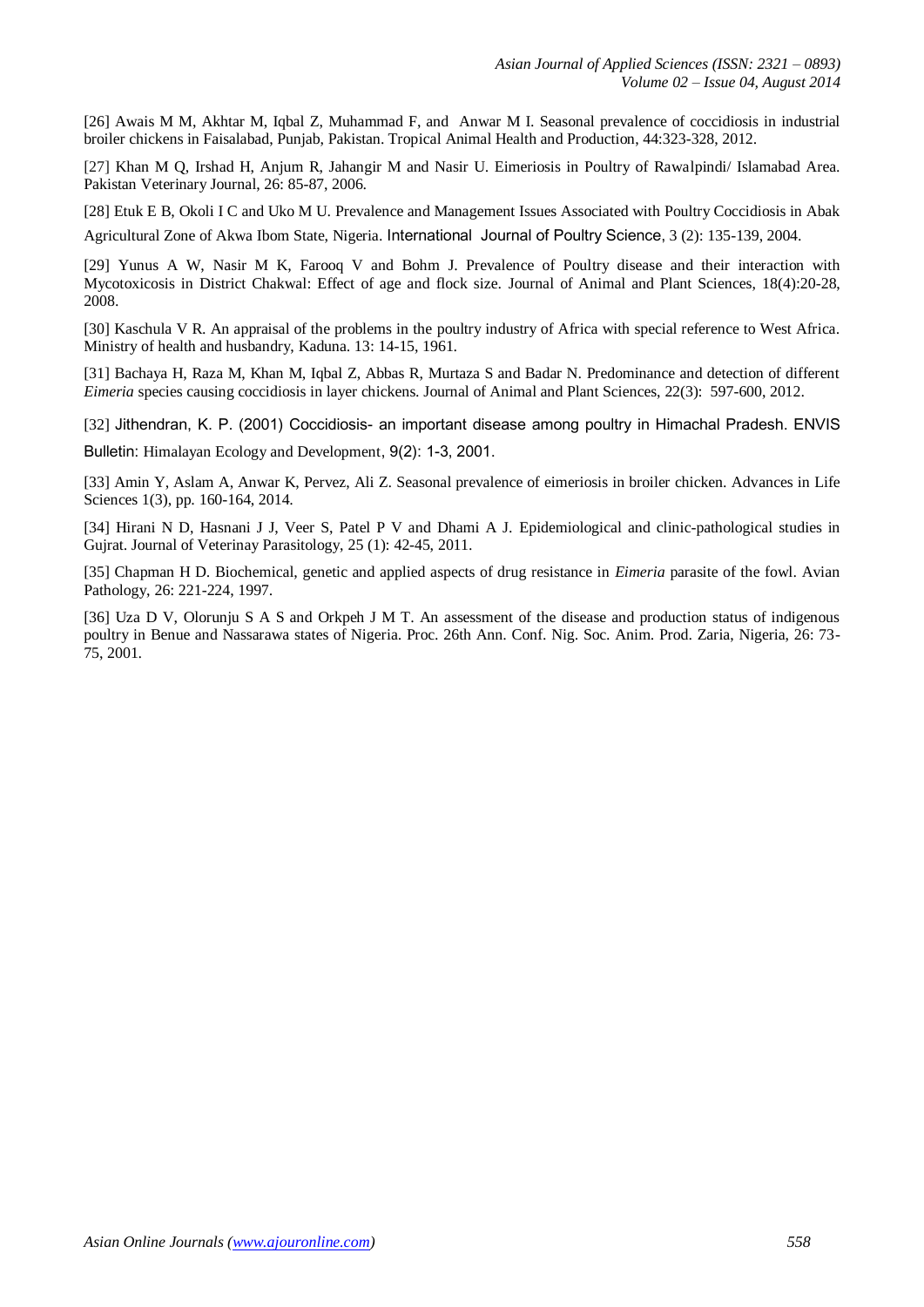[26] Awais M M, Akhtar M, Iqbal Z, Muhammad F, and Anwar M I. Seasonal prevalence of coccidiosis in industrial broiler chickens in Faisalabad, Punjab, Pakistan. Tropical Animal Health and Production, 44:323-328, 2012.

[27] Khan M Q, Irshad H, Anjum R, Jahangir M and Nasir U. Eimeriosis in Poultry of Rawalpindi/ Islamabad Area. Pakistan Veterinary Journal, 26: 85-87, 2006.

[28] Etuk E B, Okoli I C and Uko M U. Prevalence and Management Issues Associated with Poultry Coccidiosis in Abak Agricultural Zone of Akwa Ibom State, Nigeria. International Journal of Poultry Science, 3 (2): 135-139, 2004.

[29] Yunus A W, Nasir M K, Farooq V and Bohm J. Prevalence of Poultry disease and their interaction with Mycotoxicosis in District Chakwal: Effect of age and flock size. Journal of Animal and Plant Sciences, 18(4):20-28, 2008.

[30] Kaschula V R. An appraisal of the problems in the poultry industry of Africa with special reference to West Africa. Ministry of health and husbandry, Kaduna. 13: 14-15, 1961.

[31] Bachaya H, Raza M, Khan M, Iqbal Z, Abbas R, Murtaza S and Badar N. Predominance and detection of different *Eimeria* species causing coccidiosis in layer chickens. Journal of Animal and Plant Sciences, 22(3): 597-600, 2012.

[32] Jithendran, K. P. (2001) Coccidiosis- an important disease among poultry in Himachal Pradesh. ENVIS Bulletin: Himalayan Ecology and Development, 9(2): 1-3, 2001.

[33] Amin Y, Aslam A, Anwar K, Pervez, Ali Z. Seasonal prevalence of eimeriosis in broiler chicken. Advances in Life Sciences 1(3), pp. 160-164, 2014.

[34] Hirani N D, Hasnani J J, Veer S, Patel P V and Dhami A J. Epidemiological and clinic-pathological studies in Gujrat. Journal of Veterinay Parasitology, 25 (1): 42-45, 2011.

[35] Chapman H D. Biochemical, genetic and applied aspects of drug resistance in *Eimeria* parasite of the fowl. Avian Pathology, 26: 221-224, 1997.

[36] Uza D V, Olorunju S A S and Orkpeh J M T. An assessment of the disease and production status of indigenous poultry in Benue and Nassarawa states of Nigeria. Proc. 26th Ann. Conf. Nig. Soc. Anim. Prod. Zaria, Nigeria, 26: 73-75, 2001.